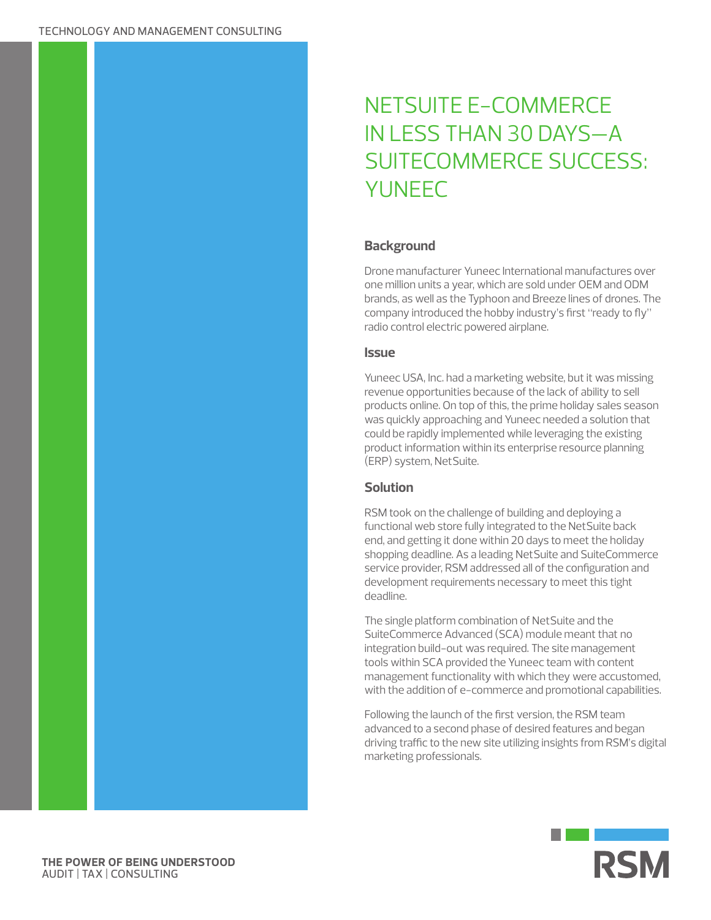TECHNOLOGY AND MANAGEMENT CONSULTING

# NETSUITE E-COMMERCE IN LESS THAN 30 DAYS—A SUITECOMMERCE SUCCESS: YUNEEC

## Background

Drone manufacturer Yuneec International manufactures over one million units a year, which are sold under OEM and ODM brands, as well as the Typhoon and Breeze lines of drones. The company introduced the hobby industry's first "ready to fly" radio control electric powered airplane.

## Issue

Yuneec USA, Inc. had a marketing website, but it was missing revenue opportunities because of the lack of ability to sell products online. On top of this, the prime holiday sales season was quickly approaching and Yuneec needed a solution that could be rapidly implemented while leveraging the existing product information within its enterprise resource planning (ERP) system, NetSuite.

## Solution

RSM took on the challenge of building and deploying a functional web store fully integrated to the NetSuite back end, and getting it done within 20 days to meet the holiday shopping deadline. As a leading NetSuite and SuiteCommerce service provider, RSM addressed all of the configuration and development requirements necessary to meet this tight deadline.

The single platform combination of NetSuite and the SuiteCommerce Advanced (SCA) module meant that no integration build-out was required. The site management tools within SCA provided the Yuneec team with content management functionality with which they were accustomed, with the addition of e-commerce and promotional capabilities.

Following the launch of the first version, the RSM team advanced to a second phase of desired features and began driving traffic to the new site utilizing insights from RSM's digital marketing professionals.

**THE POWER OF BEING UNDERSTOOD**
AUDIT | TAX | CONSULTING

RSM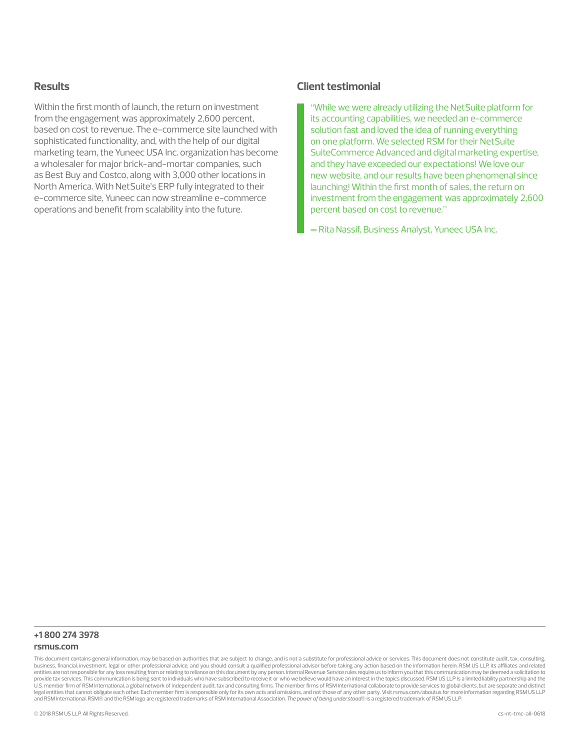## Results

Within the first month of launch, the return on investment from the engagement was approximately 2,600 percent, based on cost to revenue. The e-commerce site launched with sophisticated functionality, and, with the help of our digital marketing team, the Yuneec USA Inc. organization has become a wholesaler for major brick-and-mortar companies, such as Best Buy and Costco, along with 3,000 other locations in North America. With NetSuite's ERP fully integrated to their e-commerce site, Yuneec can now streamline e-commerce operations and benefit from scalability into the future.

## Client testimonial

> "While we were already utilizing the NetSuite platform for its accounting capabilities, we needed an e-commerce solution fast and loved the idea of running everything on one platform. We selected RSM for their NetSuite SuiteCommerce Advanced and digital marketing expertise, and they have exceeded our expectations! We love our new website, and our results have been phenomenal since launching! Within the first month of sales, the return on investment from the engagement was approximately 2,600 percent based on cost to revenue."
>
> **—** Rita Nassif, Business Analyst, Yuneec USA Inc.

**+1 800 274 3978**

**rsmus.com**

This document contains general information, may be based on authorities that are subject to change, and is not a substitute for professional advice or services. This document does not constitute audit, tax, consulting, business, financial, investment, legal or other professional advice, and you should consult a qualified professional advisor before taking any action based on the information herein. RSM US LLP, its affiliates and related entities are not responsible for any loss resulting from or relating to reliance on this document by any person. Internal Revenue Service rules require us to inform you that this communication may be deemed a solicitation to provide tax services. This communication is being sent to individuals who have subscribed to receive it or who we believe would have an interest in the topics discussed. RSM US LLP is a limited liability partnership and the U.S. member firm of RSM International, a global network of independent audit, tax and consulting firms. The member firms of RSM International collaborate to provide services to global clients, but are separate and distinct legal entities that cannot obligate each other. Each member firm is responsible only for its own acts and omissions, and not those of any other party. Visit rsmus.com/aboutus for more information regarding RSM US LLP and RSM International. RSM® and the RSM logo are registered trademarks of RSM International Association. *The power of being understood*® is a registered trademark of RSM US LLP.

© 2018 RSM US LLP. All Rights Reserved.

cs-nt-tmc-all-0618